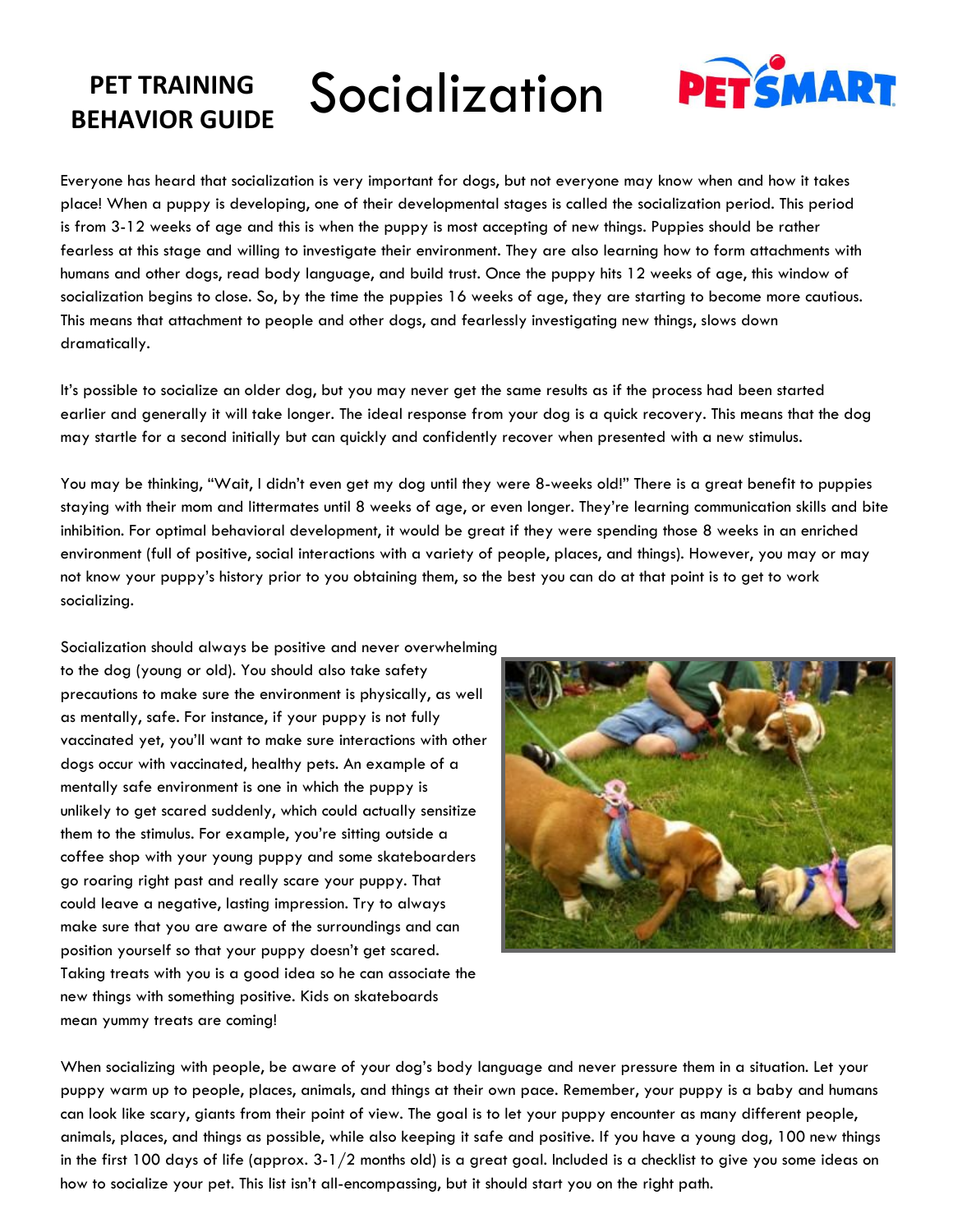**PET TRAINING BEHAVIOR GUIDE**

# Socialization

Everyone has heard that socialization is very important for dogs, but not everyone may know when and how it takes place! When a puppy is developing, one of their developmental stages is called the socialization period. This period is from 3-12 weeks of age and this is when the puppy is most accepting of new things. Puppies should be rather fearless at this stage and willing to investigate their environment. They are also learning how to form attachments with humans and other dogs, read body language, and build trust. Once the puppy hits 12 weeks of age, this window of socialization begins to close. So, by the time the puppies 16 weeks of age, they are starting to become more cautious. This means that attachment to people and other dogs, and fearlessly investigating new things, slows down dramatically.

It's possible to socialize an older dog, but you may never get the same results as if the process had been started earlier and generally it will take longer. The ideal response from your dog is a quick recovery. This means that the dog may startle for a second initially but can quickly and confidently recover when presented with a new stimulus.

You may be thinking, "Wait, I didn't even get my dog until they were 8-weeks old!" There is a great benefit to puppies staying with their mom and littermates until 8 weeks of age, or even longer. They're learning communication skills and bite inhibition. For optimal behavioral development, it would be great if they were spending those 8 weeks in an enriched environment (full of positive, social interactions with a variety of people, places, and things). However, you may or may not know your puppy's history prior to you obtaining them, so the best you can do at that point is to get to work socializing.

Socialization should always be positive and never overwhelming to the dog (young or old). You should also take safety precautions to make sure the environment is physically, as well as mentally, safe. For instance, if your puppy is not fully vaccinated yet, you'll want to make sure interactions with other dogs occur with vaccinated, healthy pets. An example of a mentally safe environment is one in which the puppy is unlikely to get scared suddenly, which could actually sensitize them to the stimulus. For example, you're sitting outside a coffee shop with your young puppy and some skateboarders go roaring right past and really scare your puppy. That could leave a negative, lasting impression. Try to always make sure that you are aware of the surroundings and can position yourself so that your puppy doesn't get scared. Taking treats with you is a good idea so he can associate the new things with something positive. Kids on skateboards mean yummy treats are coming!

When socializing with people, be aware of your dog's body language and never pressure them in a situation. Let your puppy warm up to people, places, animals, and things at their own pace. Remember, your puppy is a baby and humans can look like scary, giants from their point of view. The goal is to let your puppy encounter as many different people, animals, places, and things as possible, while also keeping it safe and positive. If you have a young dog, 100 new things in the first 100 days of life (approx. 3-1/2 months old) is a great goal. Included is a checklist to give you some ideas on how to socialize your pet. This list isn't all-encompassing, but it should start you on the right path.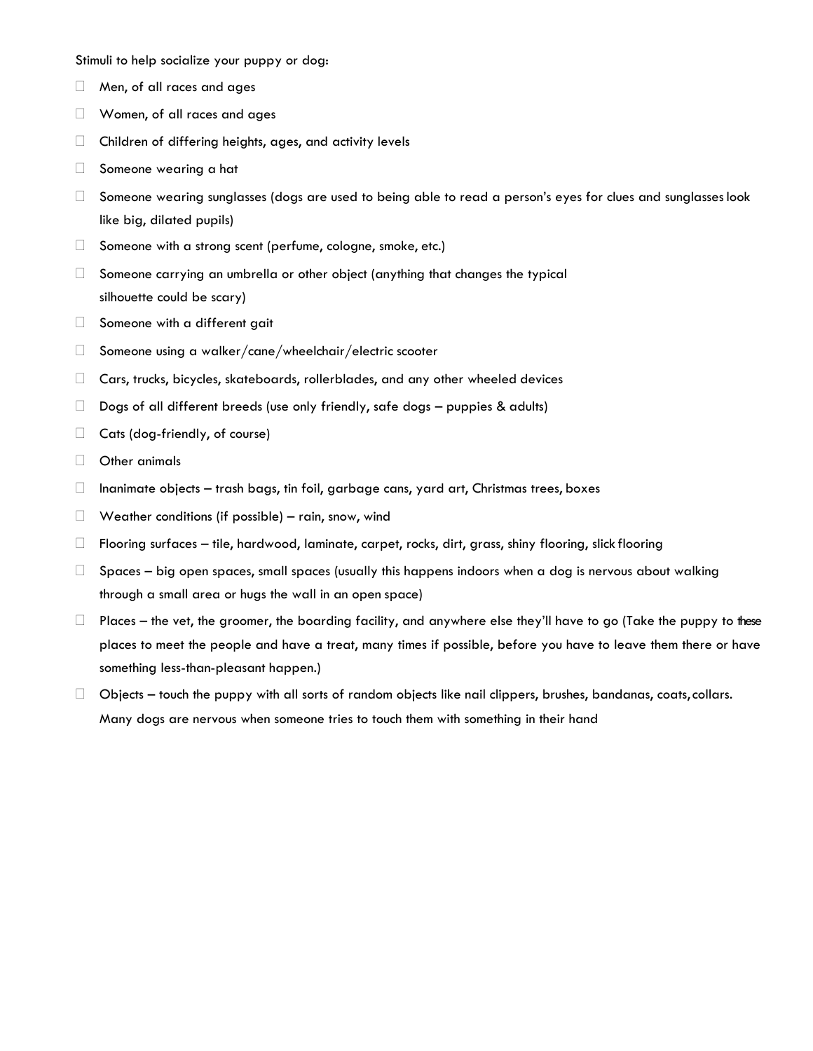Stimuli to help socialize your puppy or dog:

- [ ] Men, of all races and ages
- [ ] Women, of all races and ages
- [ ] Children of differing heights, ages, and activity levels
- [ ] Someone wearing a hat
- [ ] Someone wearing sunglasses (dogs are used to being able to read a person's eyes for clues and sunglasses look like big, dilated pupils)
- [ ] Someone with a strong scent (perfume, cologne, smoke, etc.)
- [ ] Someone carrying an umbrella or other object (anything that changes the typical silhouette could be scary)
- [ ] Someone with a different gait
- [ ] Someone using a walker/cane/wheelchair/electric scooter
- [ ] Cars, trucks, bicycles, skateboards, rollerblades, and any other wheeled devices
- [ ] Dogs of all different breeds (use only friendly, safe dogs – puppies & adults)
- [ ] Cats (dog-friendly, of course)
- [ ] Other animals
- [ ] Inanimate objects – trash bags, tin foil, garbage cans, yard art, Christmas trees, boxes
- [ ] Weather conditions (if possible) – rain, snow, wind
- [ ] Flooring surfaces – tile, hardwood, laminate, carpet, rocks, dirt, grass, shiny flooring, slick flooring
- [ ] Spaces – big open spaces, small spaces (usually this happens indoors when a dog is nervous about walking through a small area or hugs the wall in an open space)
- [ ] Places – the vet, the groomer, the boarding facility, and anywhere else they'll have to go (Take the puppy to these places to meet the people and have a treat, many times if possible, before you have to leave them there or have something less-than-pleasant happen.)
- [ ] Objects – touch the puppy with all sorts of random objects like nail clippers, brushes, bandanas, coats, collars. Many dogs are nervous when someone tries to touch them with something in their hand